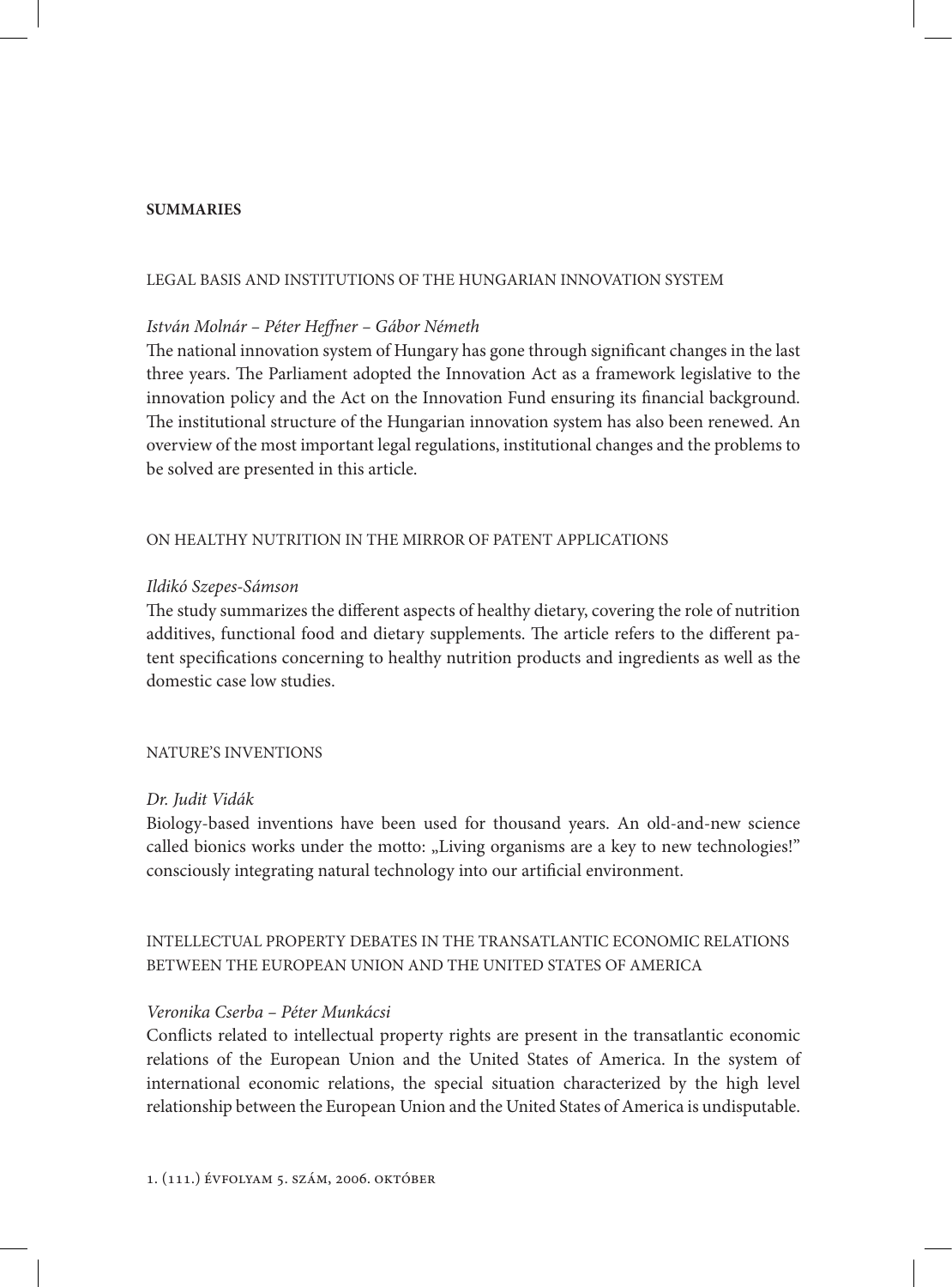**SUMMARIES**

## LEGAL BASIS AND INSTITUTIONS OF THE HUNGARIAN INNOVATION SYSTEM

*István Molnár – Péter Heffner – Gábor Németh*

The national innovation system of Hungary has gone through significant changes in the last three years. The Parliament adopted the Innovation Act as a framework legislative to the innovation policy and the Act on the Innovation Fund ensuring its financial background. The institutional structure of the Hungarian innovation system has also been renewed. An overview of the most important legal regulations, institutional changes and the problems to be solved are presented in this article.

## ON HEALTHY NUTRITION IN THE MIRROR OF PATENT APPLICATIONS

*Ildikó Szepes-Sámson*

The study summarizes the different aspects of healthy dietary, covering the role of nutrition additives, functional food and dietary supplements. The article refers to the different patent specifications concerning to healthy nutrition products and ingredients as well as the domestic case low studies.

## NATURE'S INVENTIONS

*Dr. Judit Vidák*

Biology-based inventions have been used for thousand years. An old-and-new science called bionics works under the motto: „Living organisms are a key to new technologies!" consciously integrating natural technology into our artificial environment.

## INTELLECTUAL PROPERTY DEBATES IN THE TRANSATLANTIC ECONOMIC RELATIONS BETWEEN THE EUROPEAN UNION AND THE UNITED STATES OF AMERICA

*Veronika Cserba – Péter Munkácsi*

Conflicts related to intellectual property rights are present in the transatlantic economic relations of the European Union and the United States of America. In the system of international economic relations, the special situation characterized by the high level relationship between the European Union and the United States of America is undisputable.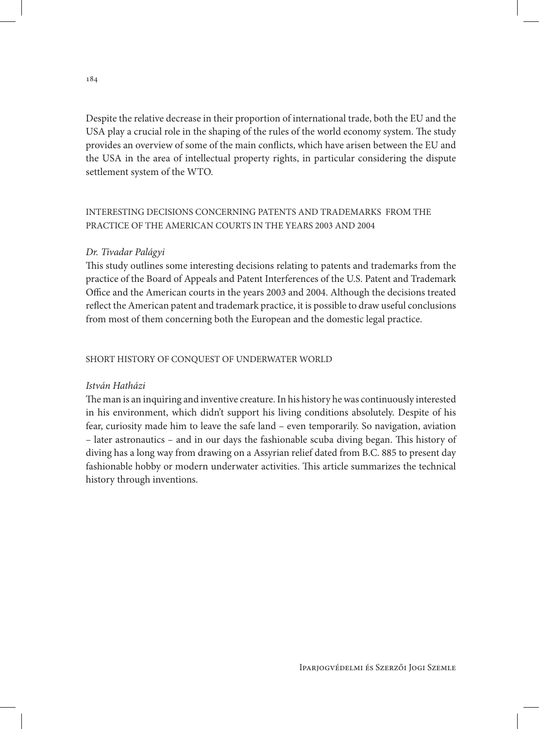Despite the relative decrease in their proportion of international trade, both the EU and the USA play a crucial role in the shaping of the rules of the world economy system. The study provides an overview of some of the main conflicts, which have arisen between the EU and the USA in the area of intellectual property rights, in particular considering the dispute settlement system of the WTO.

## INTERESTING DECISIONS CONCERNING PATENTS AND TRADEMARKS FROM THE PRACTICE OF THE AMERICAN COURTS IN THE YEARS 2003 AND 2004

*Dr. Tivadar Palágyi*

This study outlines some interesting decisions relating to patents and trademarks from the practice of the Board of Appeals and Patent Interferences of the U.S. Patent and Trademark Office and the American courts in the years 2003 and 2004. Although the decisions treated reflect the American patent and trademark practice, it is possible to draw useful conclusions from most of them concerning both the European and the domestic legal practice.

## SHORT HISTORY OF CONQUEST OF UNDERWATER WORLD

*István Hatházi*

The man is an inquiring and inventive creature. In his history he was continuously interested in his environment, which didn't support his living conditions absolutely. Despite of his fear, curiosity made him to leave the safe land – even temporarily. So navigation, aviation – later astronautics – and in our days the fashionable scuba diving began. This history of diving has a long way from drawing on a Assyrian relief dated from B.C. 885 to present day fashionable hobby or modern underwater activities. This article summarizes the technical history through inventions.